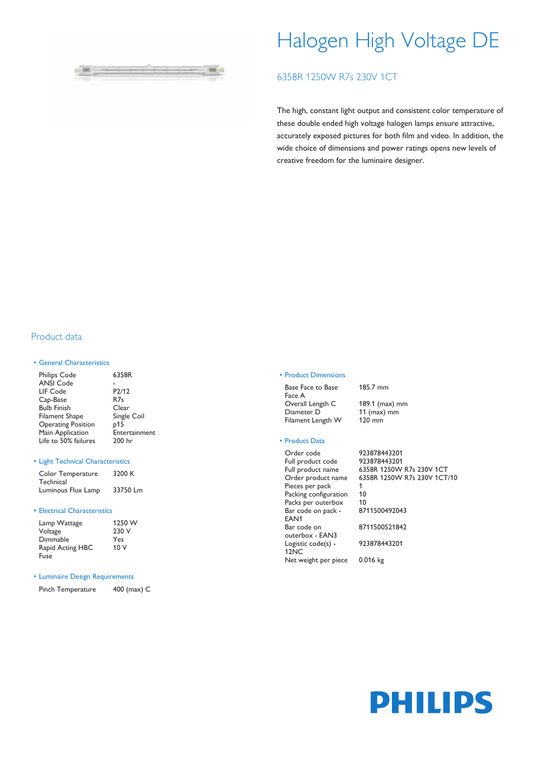# Halogen High Voltage DE

## 6358R 1250W R7s 230V 1CT

The high, constant light output and consistent color temperature of these double ended high voltage halogen lamps ensure attractive, accurately exposed pictures for both film and video. In addition, the wide choice of dimensions and power ratings opens new levels of creative freedom for the luminaire designer.

## Product data

### • General Characteristics

| | |
|---|---|
| Philips Code | 6358R |
| ANSI Code | - |
| LIF Code | P2/12 |
| Cap-Base | R7s |
| Bulb Finish | Clear |
| Filament Shape | Single Coil |
| Operating Position | p15 |
| Main Application | Entertainment |
| Life to 50% failures | 200 hr |

### • Light Technical Characteristics

| | |
|---|---|
| Color Temperature Technical | 3200 K |
| Luminous Flux Lamp | 33750 Lm |

### • Electrical Characteristics

| | |
|---|---|
| Lamp Wattage | 1250 W |
| Voltage | 230 V |
| Dimmable | Yes |
| Rapid Acting HBC Fuse | 10 V |

### • Luminaire Design Requirements

| | |
|---|---|
| Pinch Temperature | 400 (max) C |

### • Product Dimensions

| | |
|---|---|
| Base Face to Base Face A | 185.7 mm |
| Overall Length C | 189.1 (max) mm |
| Diameter D | 11 (max) mm |
| Filament Length W | 120 mm |

### • Product Data

| | |
|---|---|
| Order code | 923878443201 |
| Full product code | 923878443201 |
| Full product name | 6358R 1250W R7s 230V 1CT |
| Order product name | 6358R 1250W R7s 230V 1CT/10 |
| Pieces per pack | 1 |
| Packing configuration | 10 |
| Packs per outerbox | 10 |
| Bar code on pack - EAN1 | 8711500492043 |
| Bar code on outerbox - EAN3 | 8711500521842 |
| Logistic code(s) - 12NC | 923878443201 |
| Net weight per piece | 0.016 kg |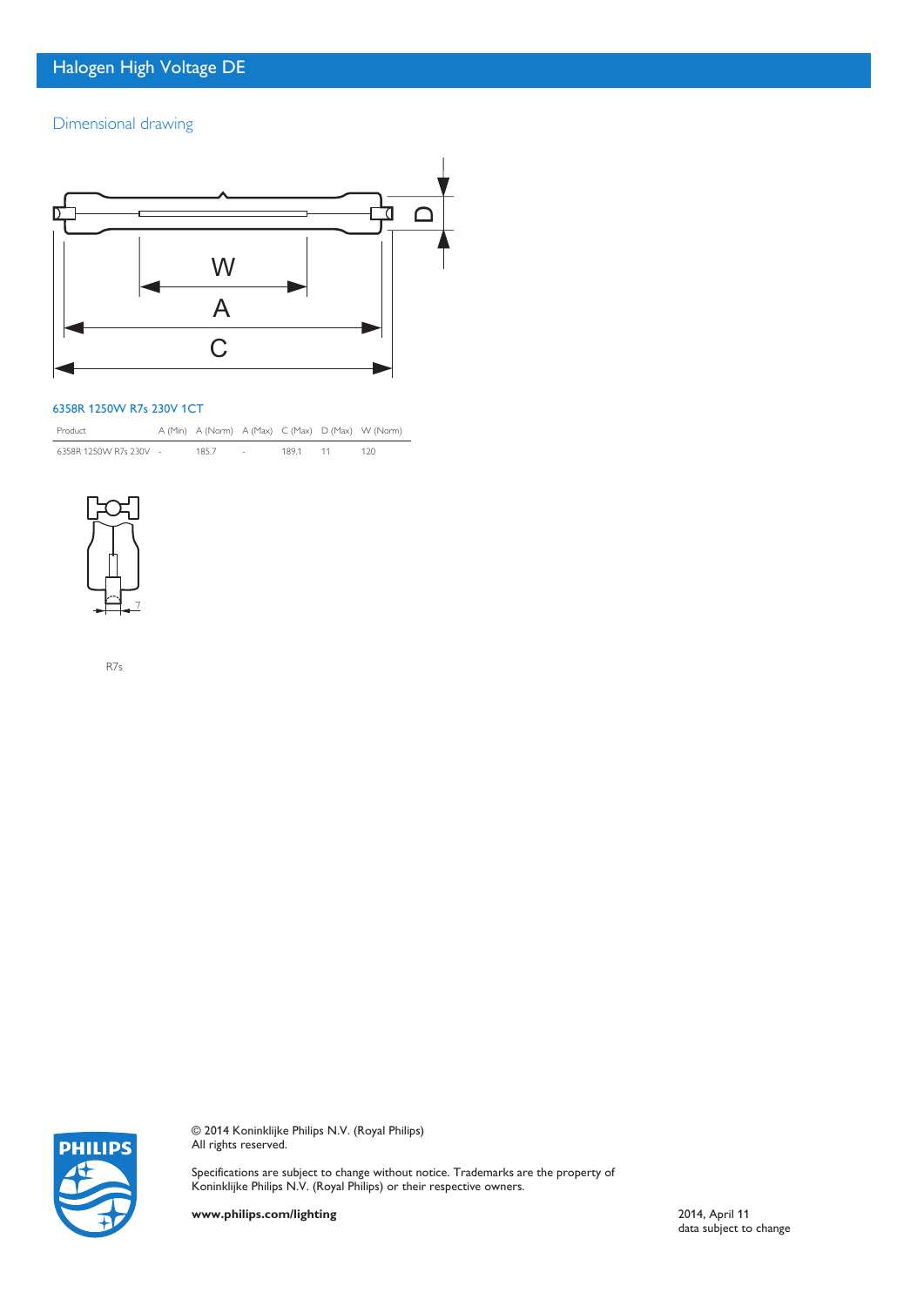## Halogen High Voltage DE

### Dimensional drawing

W

A

C

D

#### 6358R 1250W R7s 230V 1CT

| Product | A (Min) | A (Norm) | A (Max) | C (Max) | D (Max) | W (Norm) |
| --- | --- | --- | --- | --- | --- | --- |
| 6358R 1250W R7s 230V | - | 185.7 | - | 189.1 | 11 | 120 |

7

R7s

© 2014 Koninklijke Philips N.V. (Royal Philips)
All rights reserved.

Specifications are subject to change without notice. Trademarks are the property of Koninklijke Philips N.V. (Royal Philips) or their respective owners.

**www.philips.com/lighting**

2014, April 11
data subject to change